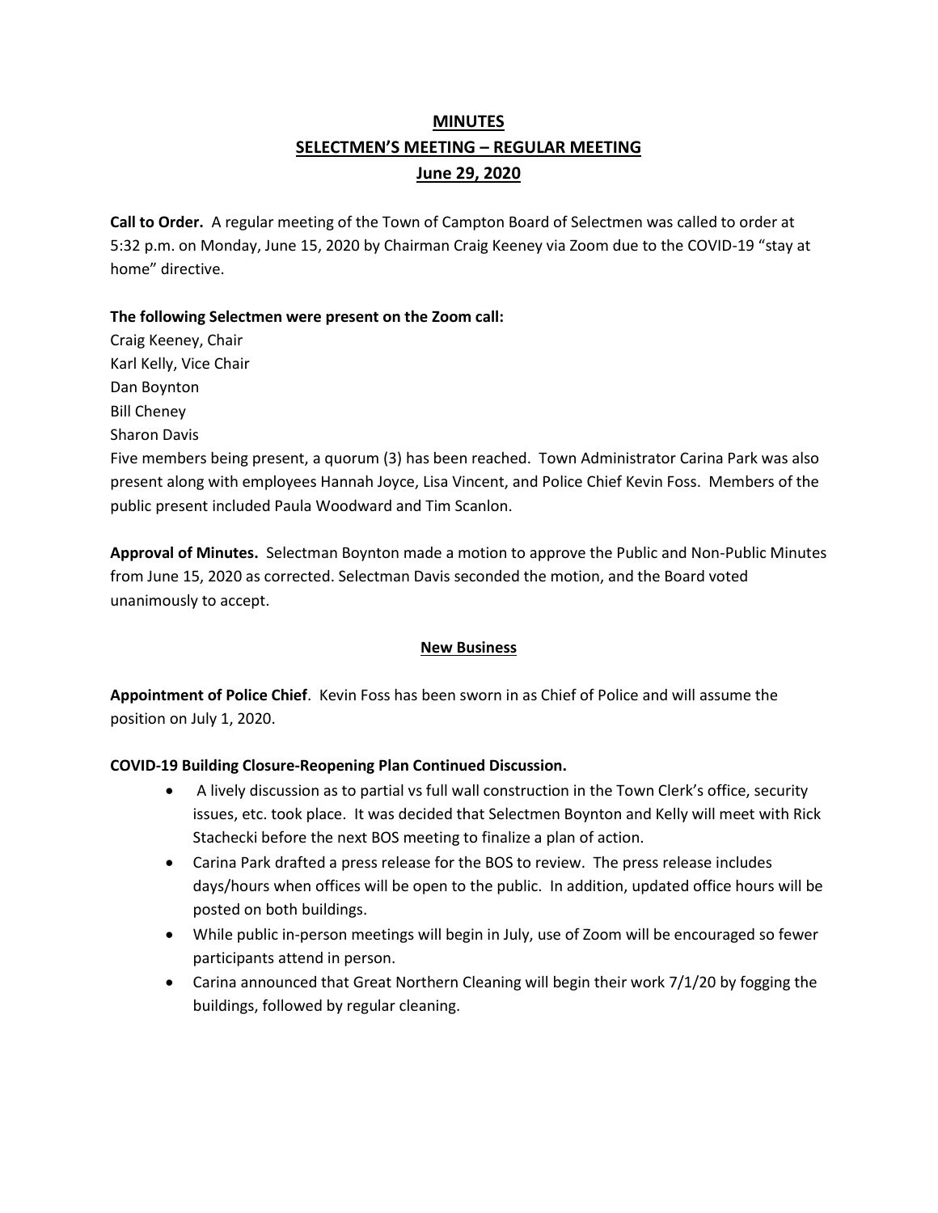# MINUTES
## SELECTMEN'S MEETING – REGULAR MEETING
## June 29, 2020

**Call to Order.** A regular meeting of the Town of Campton Board of Selectmen was called to order at 5:32 p.m. on Monday, June 15, 2020 by Chairman Craig Keeney via Zoom due to the COVID-19 "stay at home" directive.

**The following Selectmen were present on the Zoom call:**

Craig Keeney, Chair
Karl Kelly, Vice Chair
Dan Boynton
Bill Cheney
Sharon Davis

Five members being present, a quorum (3) has been reached. Town Administrator Carina Park was also present along with employees Hannah Joyce, Lisa Vincent, and Police Chief Kevin Foss. Members of the public present included Paula Woodward and Tim Scanlon.

**Approval of Minutes.** Selectman Boynton made a motion to approve the Public and Non-Public Minutes from June 15, 2020 as corrected. Selectman Davis seconded the motion, and the Board voted unanimously to accept.

### New Business

**Appointment of Police Chief**. Kevin Foss has been sworn in as Chief of Police and will assume the position on July 1, 2020.

**COVID-19 Building Closure-Reopening Plan Continued Discussion.**

- A lively discussion as to partial vs full wall construction in the Town Clerk's office, security issues, etc. took place. It was decided that Selectmen Boynton and Kelly will meet with Rick Stachecki before the next BOS meeting to finalize a plan of action.
- Carina Park drafted a press release for the BOS to review. The press release includes days/hours when offices will be open to the public. In addition, updated office hours will be posted on both buildings.
- While public in-person meetings will begin in July, use of Zoom will be encouraged so fewer participants attend in person.
- Carina announced that Great Northern Cleaning will begin their work 7/1/20 by fogging the buildings, followed by regular cleaning.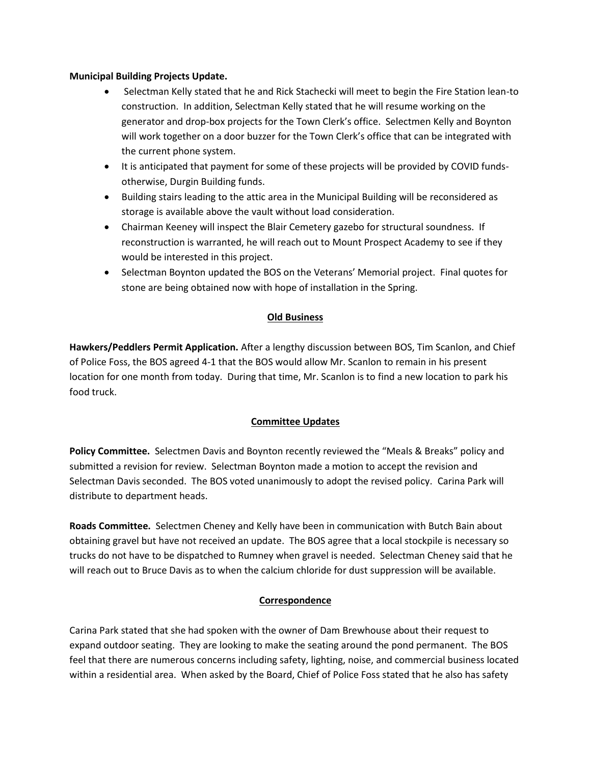**Municipal Building Projects Update.**

- Selectman Kelly stated that he and Rick Stachecki will meet to begin the Fire Station lean-to construction. In addition, Selectman Kelly stated that he will resume working on the generator and drop-box projects for the Town Clerk's office. Selectmen Kelly and Boynton will work together on a door buzzer for the Town Clerk's office that can be integrated with the current phone system.
- It is anticipated that payment for some of these projects will be provided by COVID funds-otherwise, Durgin Building funds.
- Building stairs leading to the attic area in the Municipal Building will be reconsidered as storage is available above the vault without load consideration.
- Chairman Keeney will inspect the Blair Cemetery gazebo for structural soundness. If reconstruction is warranted, he will reach out to Mount Prospect Academy to see if they would be interested in this project.
- Selectman Boynton updated the BOS on the Veterans' Memorial project. Final quotes for stone are being obtained now with hope of installation in the Spring.

## Old Business

**Hawkers/Peddlers Permit Application.** After a lengthy discussion between BOS, Tim Scanlon, and Chief of Police Foss, the BOS agreed 4-1 that the BOS would allow Mr. Scanlon to remain in his present location for one month from today. During that time, Mr. Scanlon is to find a new location to park his food truck.

## Committee Updates

**Policy Committee.** Selectmen Davis and Boynton recently reviewed the "Meals & Breaks" policy and submitted a revision for review. Selectman Boynton made a motion to accept the revision and Selectman Davis seconded. The BOS voted unanimously to adopt the revised policy. Carina Park will distribute to department heads.

**Roads Committee.** Selectmen Cheney and Kelly have been in communication with Butch Bain about obtaining gravel but have not received an update. The BOS agree that a local stockpile is necessary so trucks do not have to be dispatched to Rumney when gravel is needed. Selectman Cheney said that he will reach out to Bruce Davis as to when the calcium chloride for dust suppression will be available.

## Correspondence

Carina Park stated that she had spoken with the owner of Dam Brewhouse about their request to expand outdoor seating. They are looking to make the seating around the pond permanent. The BOS feel that there are numerous concerns including safety, lighting, noise, and commercial business located within a residential area. When asked by the Board, Chief of Police Foss stated that he also has safety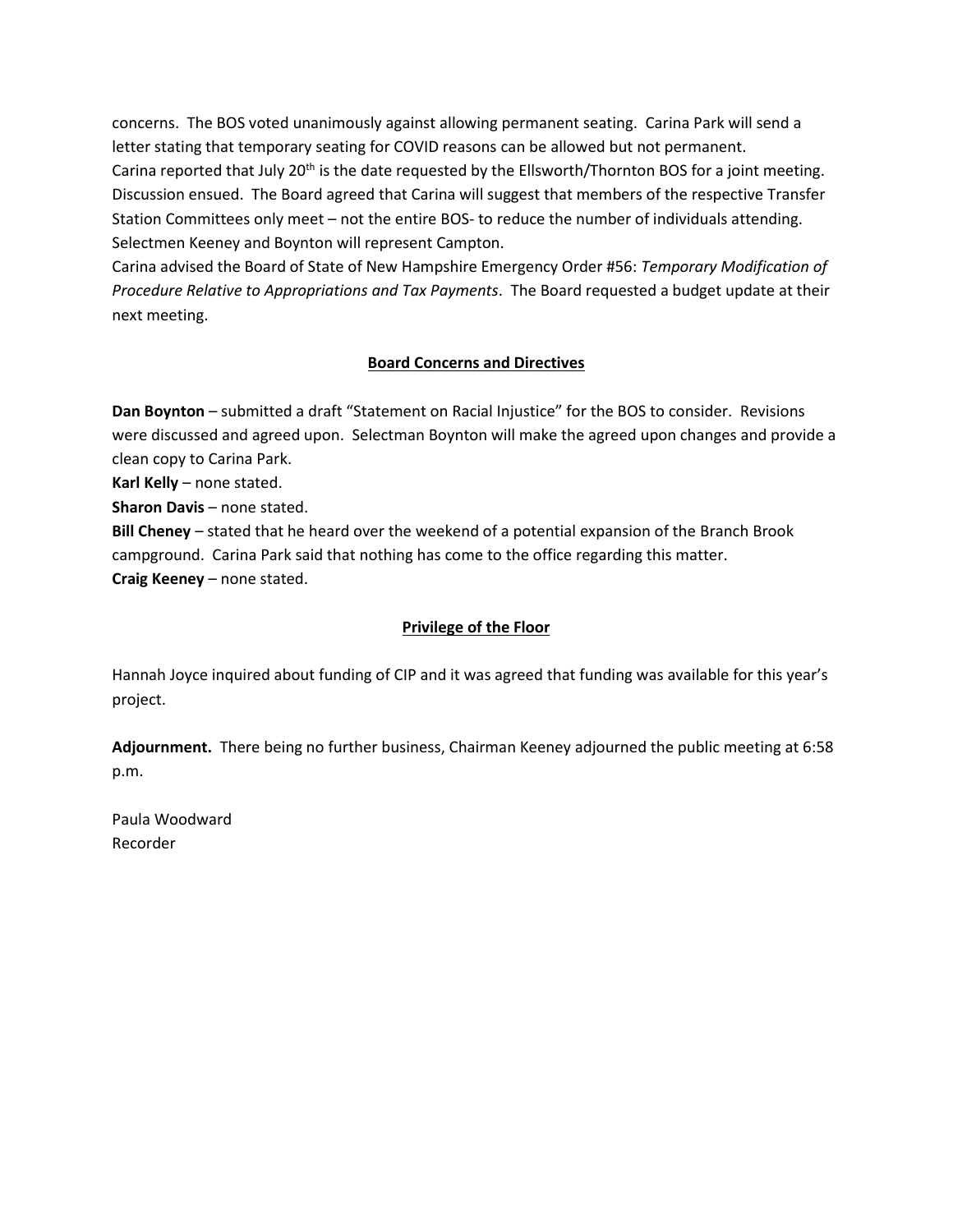concerns. The BOS voted unanimously against allowing permanent seating. Carina Park will send a letter stating that temporary seating for COVID reasons can be allowed but not permanent.
Carina reported that July 20th is the date requested by the Ellsworth/Thornton BOS for a joint meeting. Discussion ensued. The Board agreed that Carina will suggest that members of the respective Transfer Station Committees only meet – not the entire BOS- to reduce the number of individuals attending. Selectmen Keeney and Boynton will represent Campton.
Carina advised the Board of State of New Hampshire Emergency Order #56: *Temporary Modification of Procedure Relative to Appropriations and Tax Payments*. The Board requested a budget update at their next meeting.

## Board Concerns and Directives

**Dan Boynton** – submitted a draft "Statement on Racial Injustice" for the BOS to consider. Revisions were discussed and agreed upon. Selectman Boynton will make the agreed upon changes and provide a clean copy to Carina Park.
**Karl Kelly** – none stated.
**Sharon Davis** – none stated.
**Bill Cheney** – stated that he heard over the weekend of a potential expansion of the Branch Brook campground. Carina Park said that nothing has come to the office regarding this matter.
**Craig Keeney** – none stated.

## Privilege of the Floor

Hannah Joyce inquired about funding of CIP and it was agreed that funding was available for this year's project.

**Adjournment.** There being no further business, Chairman Keeney adjourned the public meeting at 6:58 p.m.

Paula Woodward
Recorder